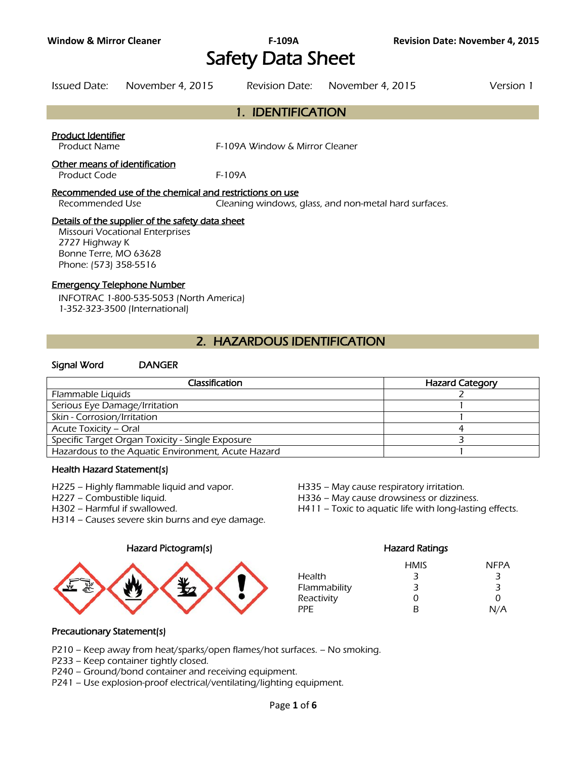# Safety Data Sheet

Issued Date: November 4, 2015 | Revision Date: November 4, 2015 | Version 1

## 1. IDENTIFICATION

**Product Identifier**

Product Name: F-109A Window & Mirror Cleaner

**Other means of identification**

Product Code: F-109A

**Recommended use of the chemical and restrictions on use**

Recommended Use: Cleaning windows, glass, and non-metal hard surfaces.

**Details of the supplier of the safety data sheet**

Missouri Vocational Enterprises
2727 Highway K
Bonne Terre, MO 63628
Phone: (573) 358-5516

**Emergency Telephone Number**

INFOTRAC 1-800-535-5053 (North America)
1-352-323-3500 (International)

## 2. HAZARDOUS IDENTIFICATION

**Signal Word** DANGER

| Classification | Hazard Category |
|---|---|
| Flammable Liquids | 2 |
| Serious Eye Damage/Irritation | 1 |
| Skin - Corrosion/Irritation | 1 |
| Acute Toxicity – Oral | 4 |
| Specific Target Organ Toxicity - Single Exposure | 3 |
| Hazardous to the Aquatic Environment, Acute Hazard | 1 |

### Health Hazard Statement(s)

H225 – Highly flammable liquid and vapor.
H227 – Combustible liquid.
H302 – Harmful if swallowed.
H314 – Causes severe skin burns and eye damage.
H335 – May cause respiratory irritation.
H336 – May cause drowsiness or dizziness.
H411 – Toxic to aquatic life with long-lasting effects.

### Hazard Pictogram(s)

### Hazard Ratings

| | HMIS | NFPA |
|---|---|---|
| Health | 3 | 3 |
| Flammability | 3 | 3 |
| Reactivity | 0 | 0 |
| PPE | B | N/A |

### Precautionary Statement(s)

P210 – Keep away from heat/sparks/open flames/hot surfaces. – No smoking.
P233 – Keep container tightly closed.
P240 – Ground/bond container and receiving equipment.
P241 – Use explosion-proof electrical/ventilating/lighting equipment.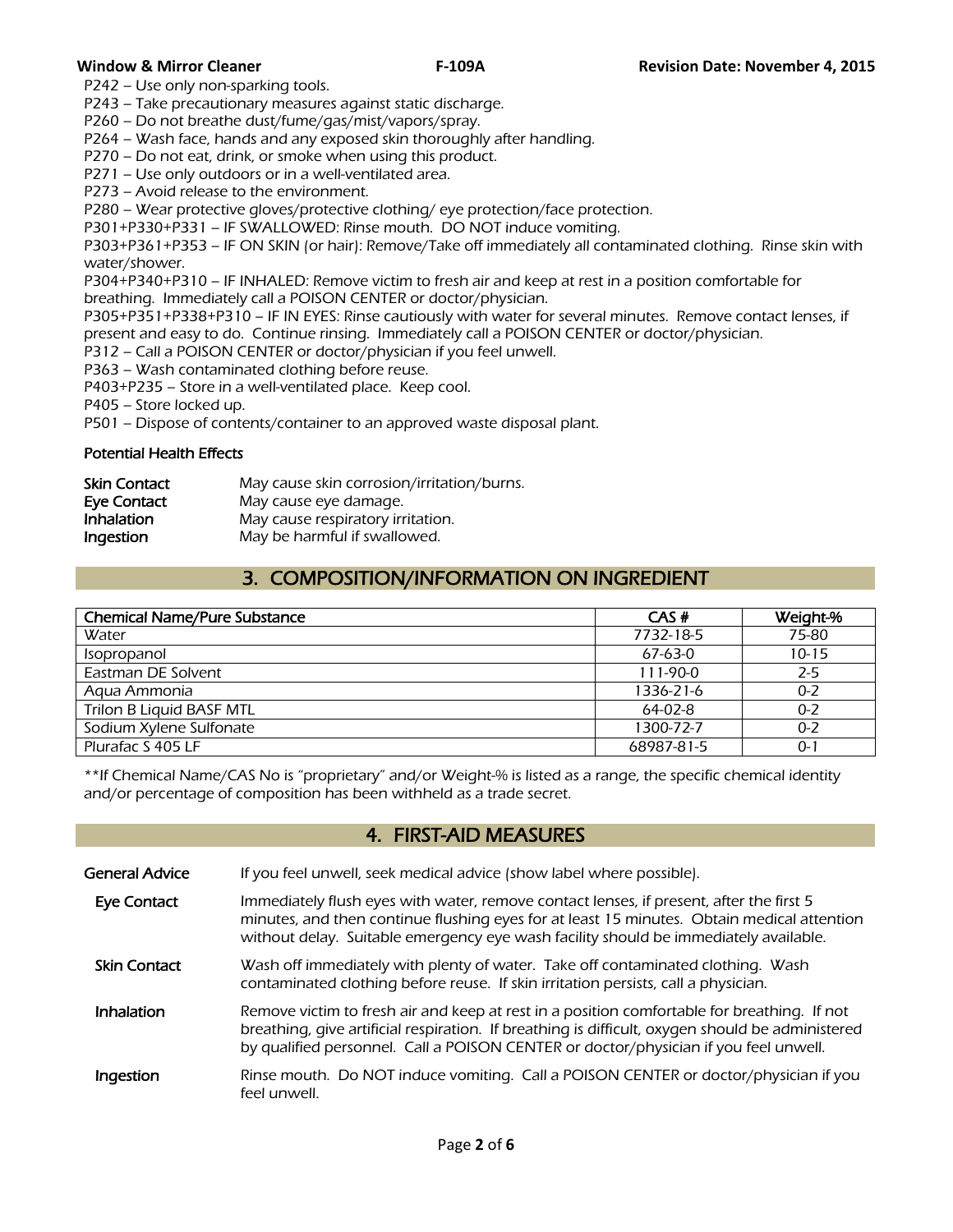P242 – Use only non-sparking tools.
P243 – Take precautionary measures against static discharge.
P260 – Do not breathe dust/fume/gas/mist/vapors/spray.
P264 – Wash face, hands and any exposed skin thoroughly after handling.
P270 – Do not eat, drink, or smoke when using this product.
P271 – Use only outdoors or in a well-ventilated area.
P273 – Avoid release to the environment.
P280 – Wear protective gloves/protective clothing/ eye protection/face protection.
P301+P330+P331 – IF SWALLOWED: Rinse mouth. DO NOT induce vomiting.
P303+P361+P353 – IF ON SKIN (or hair): Remove/Take off immediately all contaminated clothing. Rinse skin with water/shower.
P304+P340+P310 – IF INHALED: Remove victim to fresh air and keep at rest in a position comfortable for breathing. Immediately call a POISON CENTER or doctor/physician.
P305+P351+P338+P310 – IF IN EYES: Rinse cautiously with water for several minutes. Remove contact lenses, if present and easy to do. Continue rinsing. Immediately call a POISON CENTER or doctor/physician.
P312 – Call a POISON CENTER or doctor/physician if you feel unwell.
P363 – Wash contaminated clothing before reuse.
P403+P235 – Store in a well-ventilated place. Keep cool.
P405 – Store locked up.
P501 – Dispose of contents/container to an approved waste disposal plant.

**Potential Health Effects**

| | |
|---|---|
| **Skin Contact** | May cause skin corrosion/irritation/burns. |
| **Eye Contact** | May cause eye damage. |
| **Inhalation** | May cause respiratory irritation. |
| **Ingestion** | May be harmful if swallowed. |

## 3. COMPOSITION/INFORMATION ON INGREDIENT

| Chemical Name/Pure Substance | CAS # | Weight-% |
|---|---|---|
| Water | 7732-18-5 | 75-80 |
| Isopropanol | 67-63-0 | 10-15 |
| Eastman DE Solvent | 111-90-0 | 2-5 |
| Aqua Ammonia | 1336-21-6 | 0-2 |
| Trilon B Liquid BASF MTL | 64-02-8 | 0-2 |
| Sodium Xylene Sulfonate | 1300-72-7 | 0-2 |
| Plurafac S 405 LF | 68987-81-5 | 0-1 |

**If Chemical Name/CAS No is "proprietary" and/or Weight-% is listed as a range, the specific chemical identity and/or percentage of composition has been withheld as a trade secret.

## 4. FIRST-AID MEASURES

| | |
|---|---|
| **General Advice** | If you feel unwell, seek medical advice (show label where possible). |
| **Eye Contact** | Immediately flush eyes with water, remove contact lenses, if present, after the first 5 minutes, and then continue flushing eyes for at least 15 minutes. Obtain medical attention without delay. Suitable emergency eye wash facility should be immediately available. |
| **Skin Contact** | Wash off immediately with plenty of water. Take off contaminated clothing. Wash contaminated clothing before reuse. If skin irritation persists, call a physician. |
| **Inhalation** | Remove victim to fresh air and keep at rest in a position comfortable for breathing. If not breathing, give artificial respiration. If breathing is difficult, oxygen should be administered by qualified personnel. Call a POISON CENTER or doctor/physician if you feel unwell. |
| **Ingestion** | Rinse mouth. Do NOT induce vomiting. Call a POISON CENTER or doctor/physician if you feel unwell. |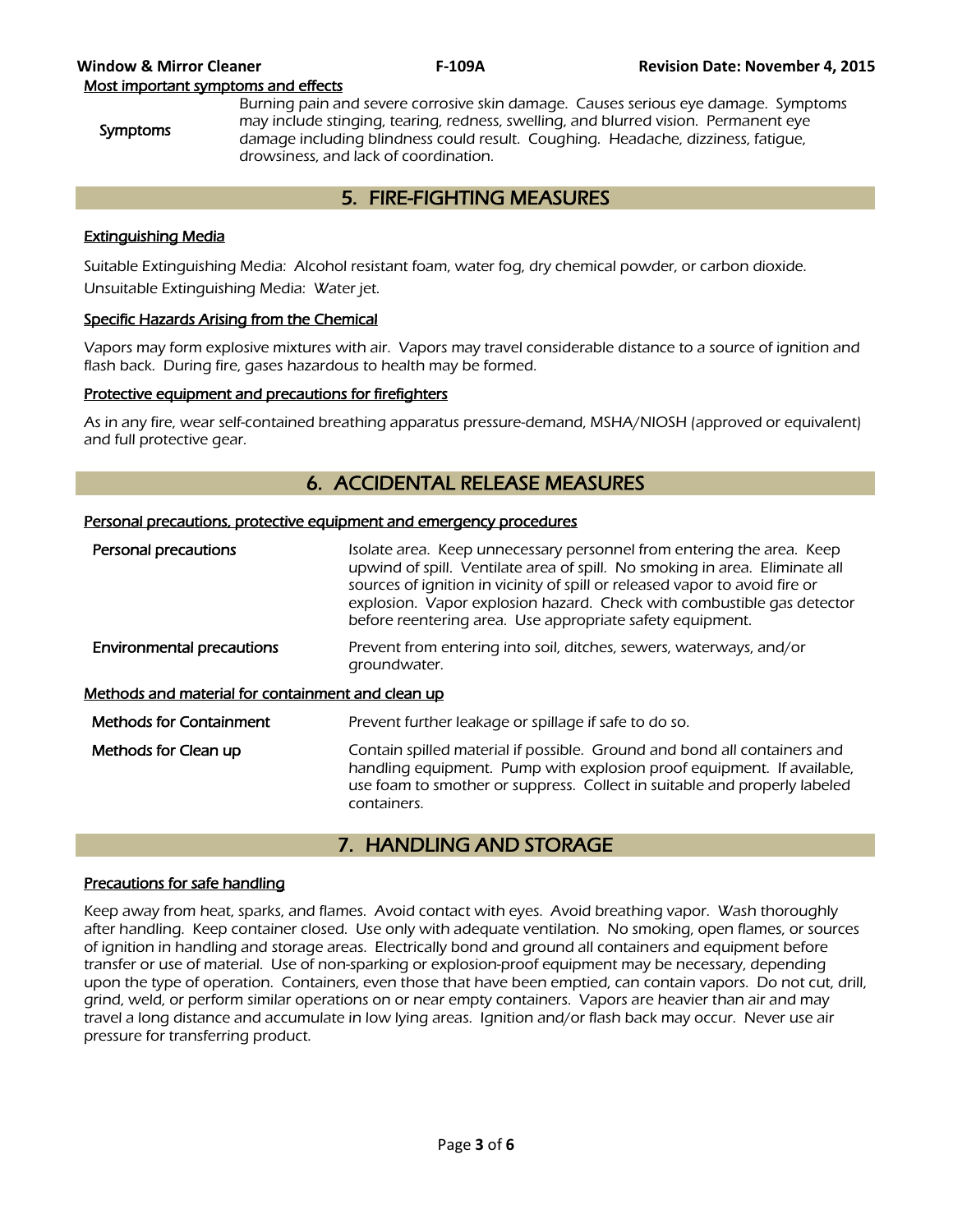#### Most important symptoms and effects

| | |
|---|---|
| Symptoms | Burning pain and severe corrosive skin damage. Causes serious eye damage. Symptoms may include stinging, tearing, redness, swelling, and blurred vision. Permanent eye damage including blindness could result. Coughing. Headache, dizziness, fatigue, drowsiness, and lack of coordination. |

## 5. FIRE-FIGHTING MEASURES

#### Extinguishing Media

Suitable Extinguishing Media: Alcohol resistant foam, water fog, dry chemical powder, or carbon dioxide.
Unsuitable Extinguishing Media: Water jet.

#### Specific Hazards Arising from the Chemical

Vapors may form explosive mixtures with air. Vapors may travel considerable distance to a source of ignition and flash back. During fire, gases hazardous to health may be formed.

#### Protective equipment and precautions for firefighters

As in any fire, wear self-contained breathing apparatus pressure-demand, MSHA/NIOSH (approved or equivalent) and full protective gear.

## 6. ACCIDENTAL RELEASE MEASURES

#### Personal precautions, protective equipment and emergency procedures

| | |
|---|---|
| **Personal precautions** | Isolate area. Keep unnecessary personnel from entering the area. Keep upwind of spill. Ventilate area of spill. No smoking in area. Eliminate all sources of ignition in vicinity of spill or released vapor to avoid fire or explosion. Vapor explosion hazard. Check with combustible gas detector before reentering area. Use appropriate safety equipment. |
| **Environmental precautions** | Prevent from entering into soil, ditches, sewers, waterways, and/or groundwater. |

#### Methods and material for containment and clean up

| | |
|---|---|
| **Methods for Containment** | Prevent further leakage or spillage if safe to do so. |
| **Methods for Clean up** | Contain spilled material if possible. Ground and bond all containers and handling equipment. Pump with explosion proof equipment. If available, use foam to smother or suppress. Collect in suitable and properly labeled containers. |

## 7. HANDLING AND STORAGE

#### Precautions for safe handling

Keep away from heat, sparks, and flames. Avoid contact with eyes. Avoid breathing vapor. Wash thoroughly after handling. Keep container closed. Use only with adequate ventilation. No smoking, open flames, or sources of ignition in handling and storage areas. Electrically bond and ground all containers and equipment before transfer or use of material. Use of non-sparking or explosion-proof equipment may be necessary, depending upon the type of operation. Containers, even those that have been emptied, can contain vapors. Do not cut, drill, grind, weld, or perform similar operations on or near empty containers. Vapors are heavier than air and may travel a long distance and accumulate in low lying areas. Ignition and/or flash back may occur. Never use air pressure for transferring product.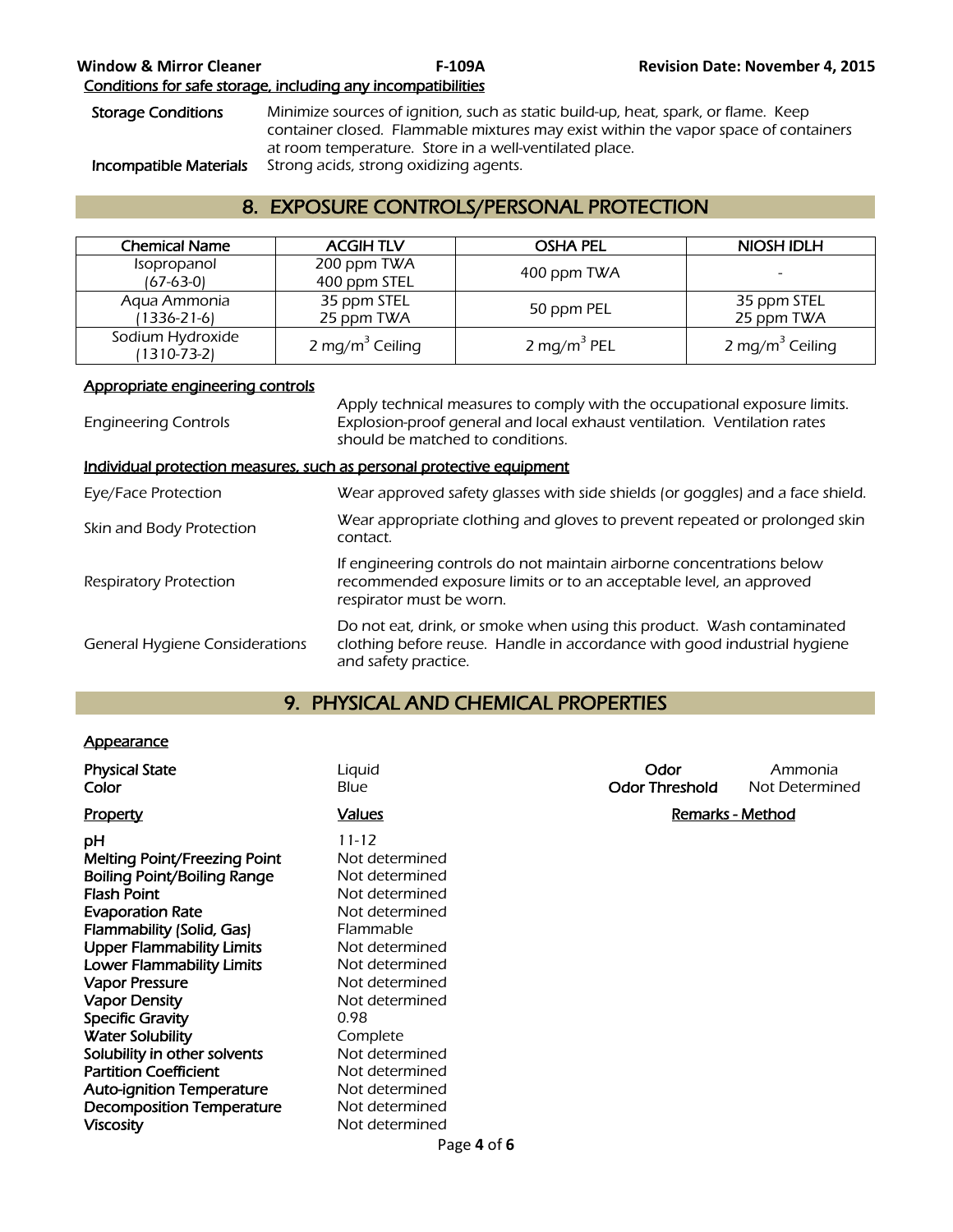Conditions for safe storage, including any incompatibilities

**Storage Conditions** Minimize sources of ignition, such as static build-up, heat, spark, or flame. Keep container closed. Flammable mixtures may exist within the vapor space of containers at room temperature. Store in a well-ventilated place.

**Incompatible Materials** Strong acids, strong oxidizing agents.

## 8. EXPOSURE CONTROLS/PERSONAL PROTECTION

| Chemical Name | ACGIH TLV | OSHA PEL | NIOSH IDLH |
|---|---|---|---|
| Isopropanol (67-63-0) | 200 ppm TWA 400 ppm STEL | 400 ppm TWA | - |
| Aqua Ammonia (1336-21-6) | 35 ppm STEL 25 ppm TWA | 50 ppm PEL | 35 ppm STEL 25 ppm TWA |
| Sodium Hydroxide (1310-73-2) | 2 mg/m$^3$ Ceiling | 2 mg/m$^3$ PEL | 2 mg/m$^3$ Ceiling |

Appropriate engineering controls

Engineering Controls: Apply technical measures to comply with the occupational exposure limits. Explosion-proof general and local exhaust ventilation. Ventilation rates should be matched to conditions.

Individual protection measures, such as personal protective equipment

Eye/Face Protection: Wear approved safety glasses with side shields (or goggles) and a face shield.

Skin and Body Protection: Wear appropriate clothing and gloves to prevent repeated or prolonged skin contact.

Respiratory Protection: If engineering controls do not maintain airborne concentrations below recommended exposure limits or to an acceptable level, an approved respirator must be worn.

General Hygiene Considerations: Do not eat, drink, or smoke when using this product. Wash contaminated clothing before reuse. Handle in accordance with good industrial hygiene and safety practice.

## 9. PHYSICAL AND CHEMICAL PROPERTIES

Appearance

**Physical State** Liquid
**Color** Blue
**Odor** Ammonia
**Odor Threshold** Not Determined

| Property | Values | Remarks - Method |
|---|---|---|
| **pH** | 11-12 | |
| **Melting Point/Freezing Point** | Not determined | |
| **Boiling Point/Boiling Range** | Not determined | |
| **Flash Point** | Not determined | |
| **Evaporation Rate** | Not determined | |
| **Flammability (Solid, Gas)** | Flammable | |
| **Upper Flammability Limits** | Not determined | |
| **Lower Flammability Limits** | Not determined | |
| **Vapor Pressure** | Not determined | |
| **Vapor Density** | Not determined | |
| **Specific Gravity** | 0.98 | |
| **Water Solubility** | Complete | |
| **Solubility in other solvents** | Not determined | |
| **Partition Coefficient** | Not determined | |
| **Auto-ignition Temperature** | Not determined | |
| **Decomposition Temperature** | Not determined | |
| **Viscosity** | Not determined | |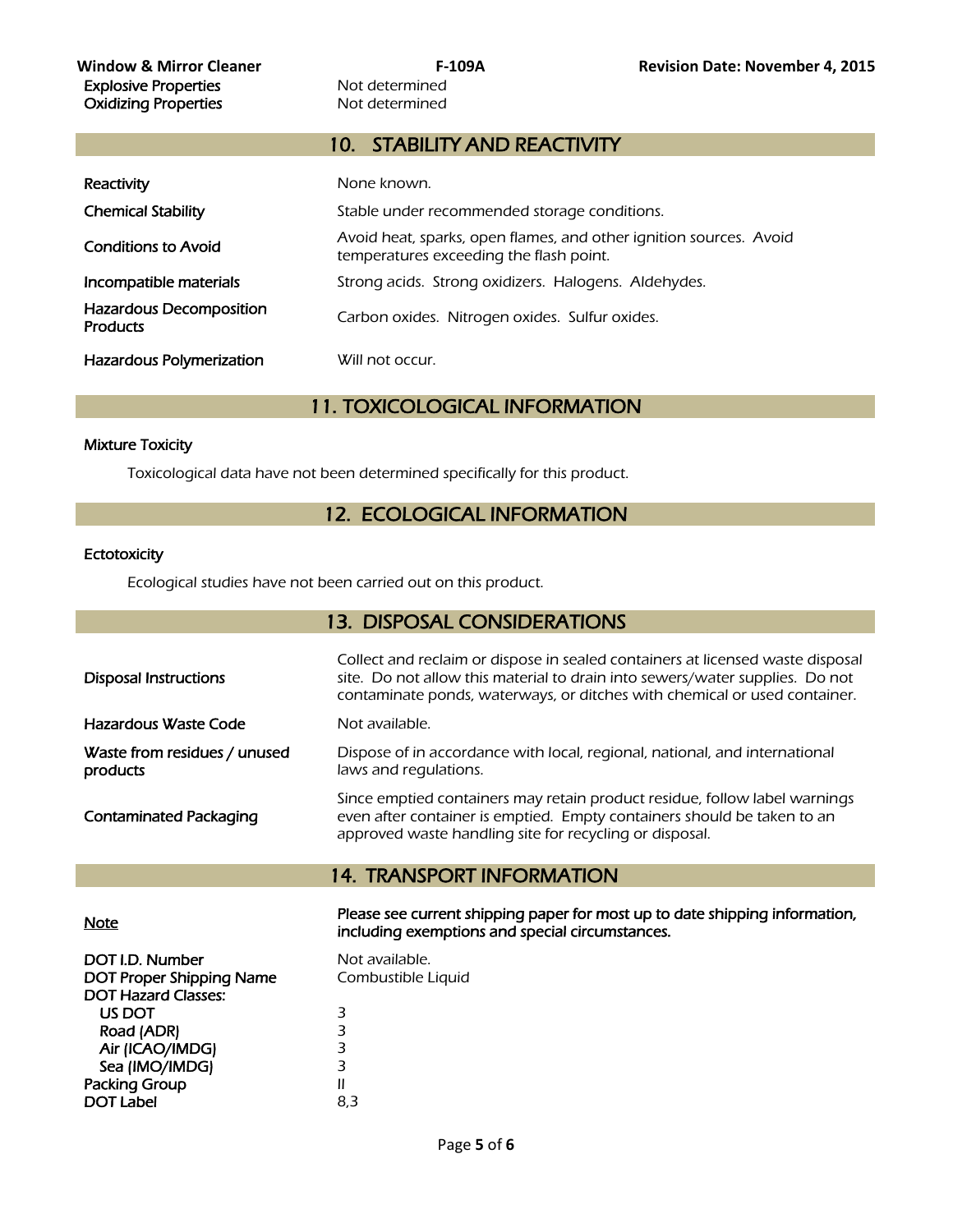| | |
|---|---|
| Explosive Properties | Not determined |
| Oxidizing Properties | Not determined |

## 10. STABILITY AND REACTIVITY

| | |
|---|---|
| **Reactivity** | None known. |
| **Chemical Stability** | Stable under recommended storage conditions. |
| **Conditions to Avoid** | Avoid heat, sparks, open flames, and other ignition sources. Avoid temperatures exceeding the flash point. |
| **Incompatible materials** | Strong acids. Strong oxidizers. Halogens. Aldehydes. |
| **Hazardous Decomposition Products** | Carbon oxides. Nitrogen oxides. Sulfur oxides. |
| **Hazardous Polymerization** | Will not occur. |

## 11. TOXICOLOGICAL INFORMATION

**Mixture Toxicity**

Toxicological data have not been determined specifically for this product.

## 12. ECOLOGICAL INFORMATION

**Ectotoxicity**

Ecological studies have not been carried out on this product.

## 13. DISPOSAL CONSIDERATIONS

| | |
|---|---|
| **Disposal Instructions** | Collect and reclaim or dispose in sealed containers at licensed waste disposal site. Do not allow this material to drain into sewers/water supplies. Do not contaminate ponds, waterways, or ditches with chemical or used container. |
| **Hazardous Waste Code** | Not available. |
| **Waste from residues / unused products** | Dispose of in accordance with local, regional, national, and international laws and regulations. |
| **Contaminated Packaging** | Since emptied containers may retain product residue, follow label warnings even after container is emptied. Empty containers should be taken to an approved waste handling site for recycling or disposal. |

## 14. TRANSPORT INFORMATION

| | |
|---|---|
| **Note** | **Please see current shipping paper for most up to date shipping information, including exemptions and special circumstances.** |
| **DOT I.D. Number** | Not available. |
| **DOT Proper Shipping Name** | Combustible Liquid |
| **DOT Hazard Classes:** | |
| US DOT | 3 |
| Road (ADR) | 3 |
| Air (ICAO/IMDG) | 3 |
| Sea (IMO/IMDG) | 3 |
| **Packing Group** | II |
| **DOT Label** | 8,3 |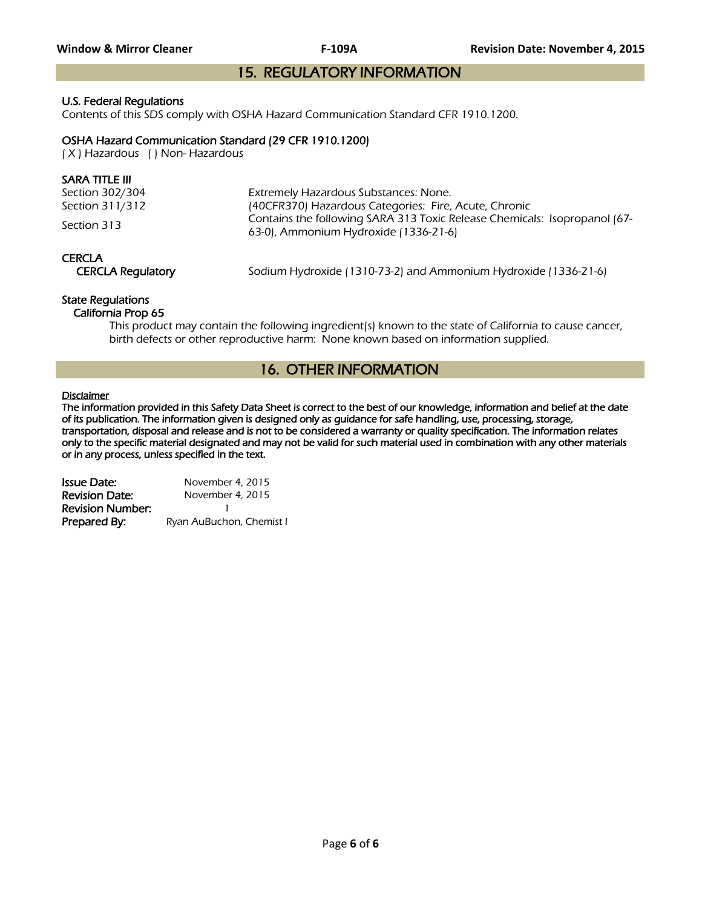## 15. REGULATORY INFORMATION

### U.S. Federal Regulations

Contents of this SDS comply with OSHA Hazard Communication Standard CFR 1910.1200.

### OSHA Hazard Communication Standard (29 CFR 1910.1200)

( X ) Hazardous ( ) Non- Hazardous

### SARA TITLE III

| | |
|---|---|
| Section 302/304 | Extremely Hazardous Substances: None. |
| Section 311/312 | (40CFR370) Hazardous Categories: Fire, Acute, Chronic |
| Section 313 | Contains the following SARA 313 Toxic Release Chemicals: Isopropanol (67-63-0), Ammonium Hydroxide (1336-21-6) |

### CERCLA

| | |
|---|---|
| CERCLA Regulatory | Sodium Hydroxide (1310-73-2) and Ammonium Hydroxide (1336-21-6) |

### State Regulations

#### California Prop 65

This product may contain the following ingredient(s) known to the state of California to cause cancer, birth defects or other reproductive harm: None known based on information supplied.

## 16. OTHER INFORMATION

Disclaimer

**The information provided in this Safety Data Sheet is correct to the best of our knowledge, information and belief at the date of its publication. The information given is designed only as guidance for safe handling, use, processing, storage, transportation, disposal and release and is not to be considered a warranty or quality specification. The information relates only to the specific material designated and may not be valid for such material used in combination with any other materials or in any process, unless specified in the text.**

| | |
|---|---|
| **Issue Date:** | November 4, 2015 |
| **Revision Date:** | November 4, 2015 |
| **Revision Number:** | 1 |
| **Prepared By:** | Ryan AuBuchon, Chemist I |